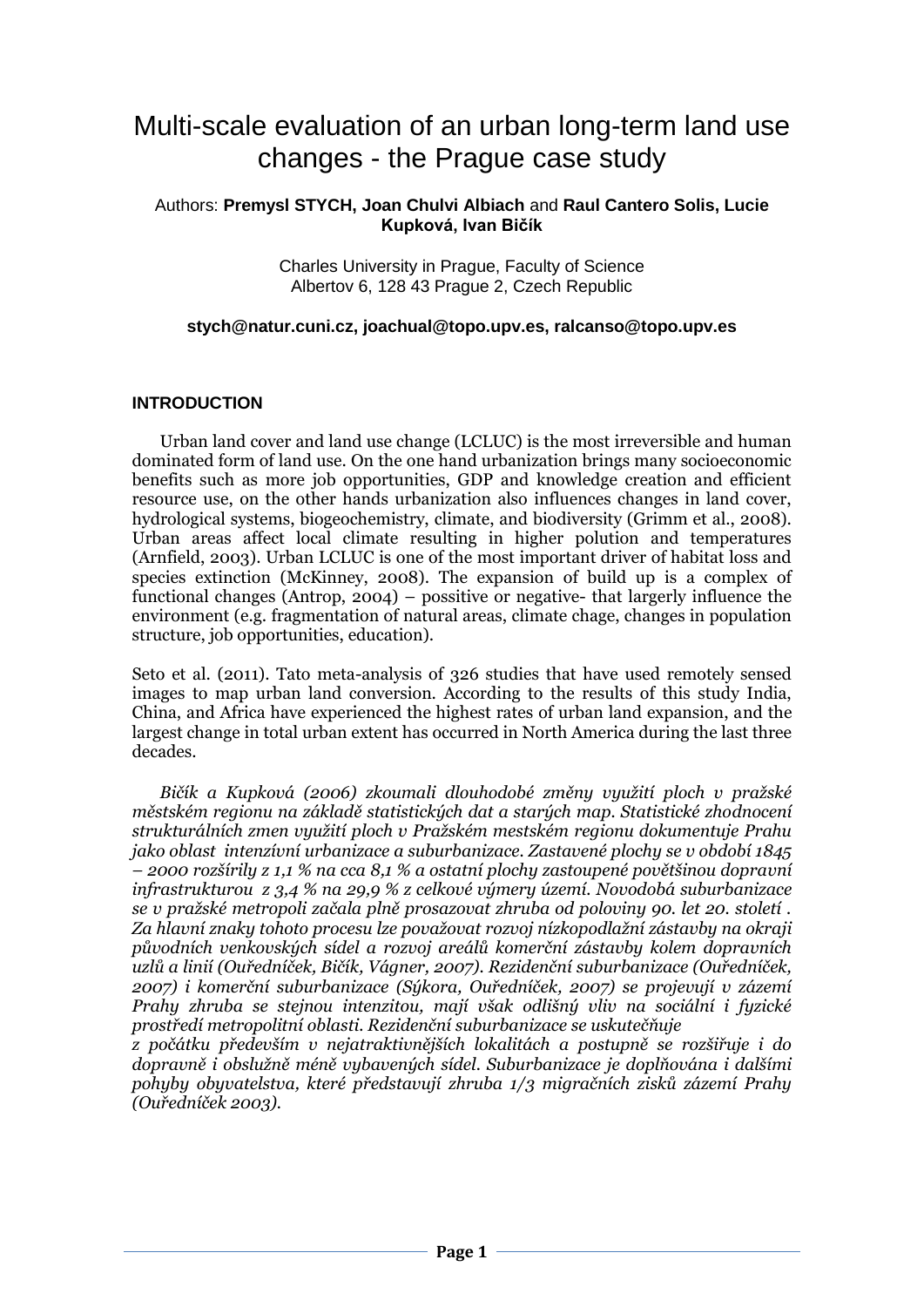# Multi-scale evaluation of an urban long-term land use changes - the Prague case study

Authors: **Premysl STYCH, Joan Chulvi Albiach** and **Raul Cantero Solis, Lucie Kupková, Ivan Bičík**

Charles University in Prague, Faculty of Science
Albertov 6, 128 43 Prague 2, Czech Republic

**stych@natur.cuni.cz, joachual@topo.upv.es, ralcanso@topo.upv.es**

## INTRODUCTION

Urban land cover and land use change (LCLUC) is the most irreversible and human dominated form of land use. On the one hand urbanization brings many socioeconomic benefits such as more job opportunities, GDP and knowledge creation and efficient resource use, on the other hands urbanization also influences changes in land cover, hydrological systems, biogeochemistry, climate, and biodiversity (Grimm et al., 2008). Urban areas affect local climate resulting in higher polution and temperatures (Arnfield, 2003). Urban LCLUC is one of the most important driver of habitat loss and species extinction (McKinney, 2008). The expansion of build up is a complex of functional changes (Antrop, 2004) – possitive or negative- that largerly influence the environment (e.g. fragmentation of natural areas, climate chage, changes in population structure, job opportunities, education).

Seto et al. (2011). Tato meta-analysis of 326 studies that have used remotely sensed images to map urban land conversion. According to the results of this study India, China, and Africa have experienced the highest rates of urban land expansion, and the largest change in total urban extent has occurred in North America during the last three decades.

*Bičík a Kupková (2006) zkoumali dlouhodobé změny využití ploch v pražské městském regionu na základě statistických dat a starých map. Statistické zhodnocení strukturálních zmen využití ploch v Pražském mestském regionu dokumentuje Prahu jako oblast intenzívní urbanizace a suburbanizace. Zastavené plochy se v období 1845 – 2000 rozšírily z 1,1 % na cca 8,1 % a ostatní plochy zastoupené povětšinou dopravní infrastrukturou z 3,4 % na 29,9 % z celkové výmery území. Novodobá suburbanizace se v pražské metropoli začala plně prosazovat zhruba od poloviny 90. let 20. století . Za hlavní znaky tohoto procesu lze považovat rozvoj nízkopodlažní zástavby na okraji původních venkovských sídel a rozvoj areálů komerční zástavby kolem dopravních uzlů a linií (Ouředníček, Bičík, Vágner, 2007). Rezidenční suburbanizace (Ouředníček, 2007) i komerční suburbanizace (Sýkora, Ouředníček, 2007) se projevují v zázemí Prahy zhruba se stejnou intenzitou, mají však odlišný vliv na sociální i fyzické prostředí metropolitní oblasti. Rezidenční suburbanizace se uskutečňuje z počátku především v nejatraktivnějších lokalitách a postupně se rozšiřuje i do dopravně i obslužně méně vybavených sídel. Suburbanizace je doplňována i dalšími pohyby obyvatelstva, které představují zhruba 1/3 migračních zisků zázemí Prahy (Ouředníček 2003).*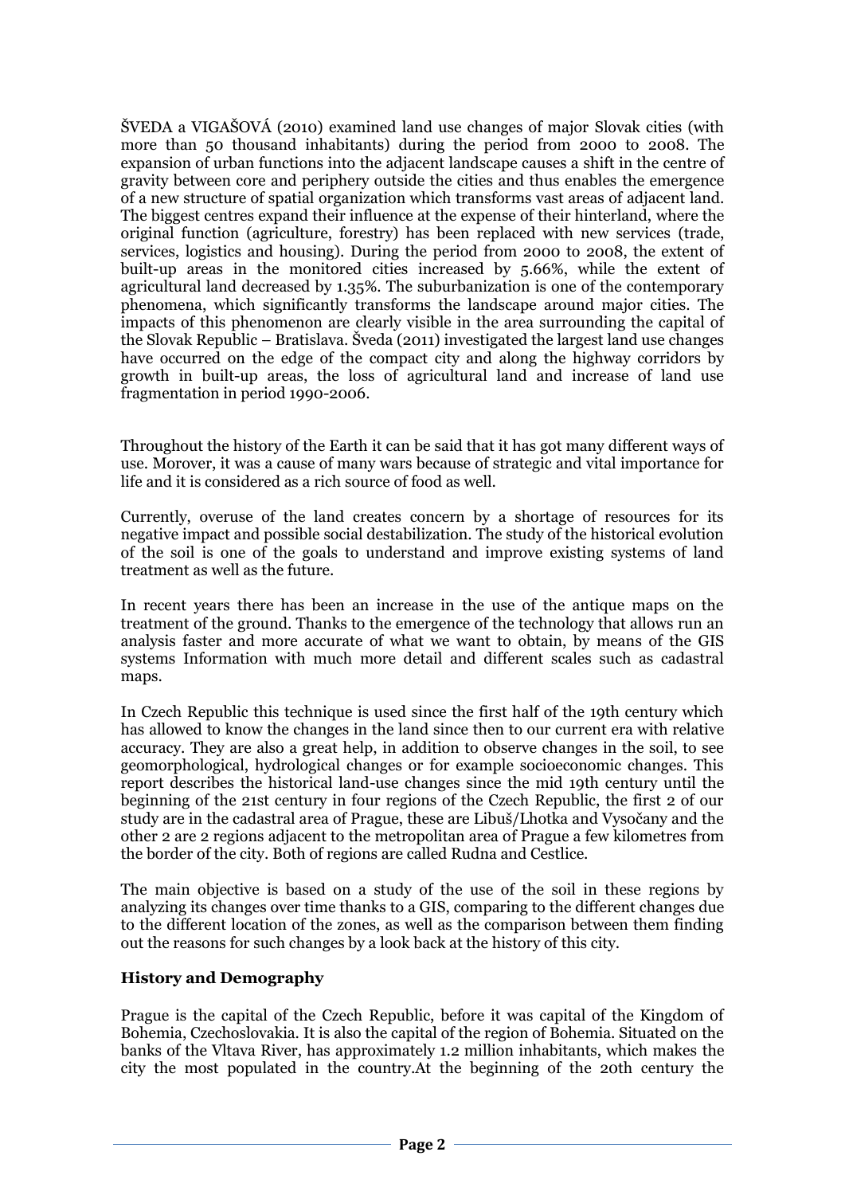ŠVEDA a VIGAŠOVÁ (2010) examined land use changes of major Slovak cities (with more than 50 thousand inhabitants) during the period from 2000 to 2008. The expansion of urban functions into the adjacent landscape causes a shift in the centre of gravity between core and periphery outside the cities and thus enables the emergence of a new structure of spatial organization which transforms vast areas of adjacent land. The biggest centres expand their influence at the expense of their hinterland, where the original function (agriculture, forestry) has been replaced with new services (trade, services, logistics and housing). During the period from 2000 to 2008, the extent of built-up areas in the monitored cities increased by 5.66%, while the extent of agricultural land decreased by 1.35%. The suburbanization is one of the contemporary phenomena, which significantly transforms the landscape around major cities. The impacts of this phenomenon are clearly visible in the area surrounding the capital of the Slovak Republic – Bratislava. Šveda (2011) investigated the largest land use changes have occurred on the edge of the compact city and along the highway corridors by growth in built-up areas, the loss of agricultural land and increase of land use fragmentation in period 1990-2006.

Throughout the history of the Earth it can be said that it has got many different ways of use. Morover, it was a cause of many wars because of strategic and vital importance for life and it is considered as a rich source of food as well.

Currently, overuse of the land creates concern by a shortage of resources for its negative impact and possible social destabilization. The study of the historical evolution of the soil is one of the goals to understand and improve existing systems of land treatment as well as the future.

In recent years there has been an increase in the use of the antique maps on the treatment of the ground. Thanks to the emergence of the technology that allows run an analysis faster and more accurate of what we want to obtain, by means of the GIS systems Information with much more detail and different scales such as cadastral maps.

In Czech Republic this technique is used since the first half of the 19th century which has allowed to know the changes in the land since then to our current era with relative accuracy. They are also a great help, in addition to observe changes in the soil, to see geomorphological, hydrological changes or for example socioeconomic changes. This report describes the historical land-use changes since the mid 19th century until the beginning of the 21st century in four regions of the Czech Republic, the first 2 of our study are in the cadastral area of Prague, these are Libuš/Lhotka and Vysočany and the other 2 are 2 regions adjacent to the metropolitan area of Prague a few kilometres from the border of the city. Both of regions are called Rudna and Cestlice.

The main objective is based on a study of the use of the soil in these regions by analyzing its changes over time thanks to a GIS, comparing to the different changes due to the different location of the zones, as well as the comparison between them finding out the reasons for such changes by a look back at the history of this city.

### History and Demography

Prague is the capital of the Czech Republic, before it was capital of the Kingdom of Bohemia, Czechoslovakia. It is also the capital of the region of Bohemia. Situated on the banks of the Vltava River, has approximately 1.2 million inhabitants, which makes the city the most populated in the country.At the beginning of the 20th century the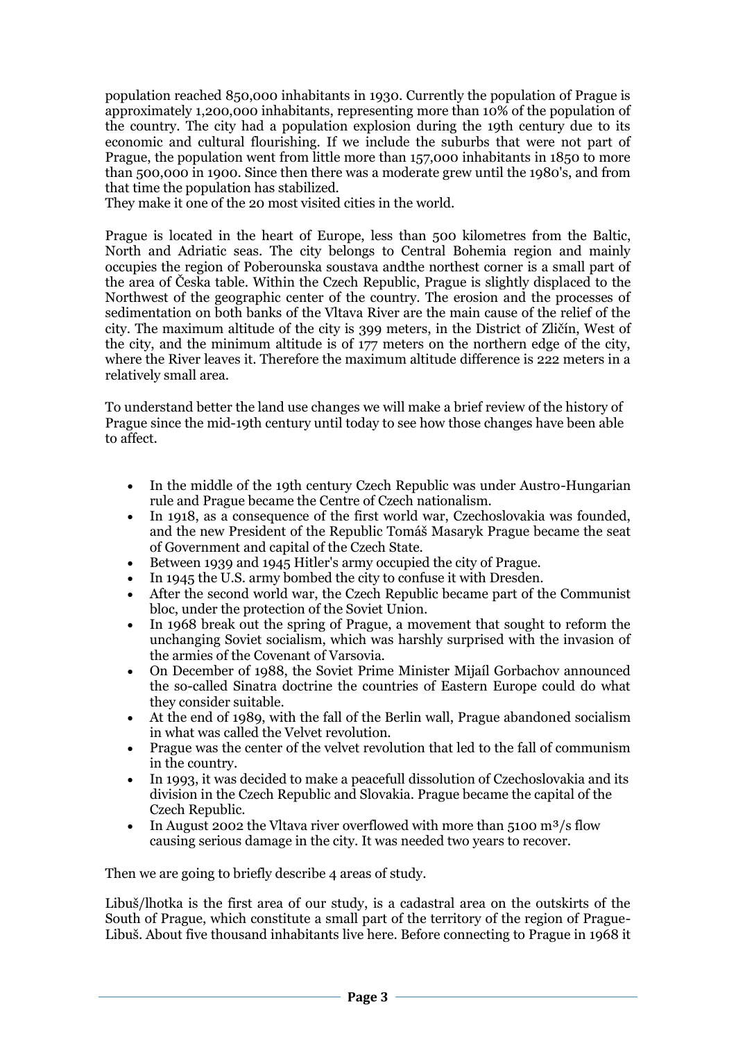population reached 850,000 inhabitants in 1930. Currently the population of Prague is approximately 1,200,000 inhabitants, representing more than 10% of the population of the country. The city had a population explosion during the 19th century due to its economic and cultural flourishing. If we include the suburbs that were not part of Prague, the population went from little more than 157,000 inhabitants in 1850 to more than 500,000 in 1900. Since then there was a moderate grew until the 1980's, and from that time the population has stabilized.
They make it one of the 20 most visited cities in the world.

Prague is located in the heart of Europe, less than 500 kilometres from the Baltic, North and Adriatic seas. The city belongs to Central Bohemia region and mainly occupies the region of Poberounska soustava andthe northest corner is a small part of the area of Česka table. Within the Czech Republic, Prague is slightly displaced to the Northwest of the geographic center of the country. The erosion and the processes of sedimentation on both banks of the Vltava River are the main cause of the relief of the city. The maximum altitude of the city is 399 meters, in the District of Zličín, West of the city, and the minimum altitude is of 177 meters on the northern edge of the city, where the River leaves it. Therefore the maximum altitude difference is 222 meters in a relatively small area.

To understand better the land use changes we will make a brief review of the history of Prague since the mid-19th century until today to see how those changes have been able to affect.

- In the middle of the 19th century Czech Republic was under Austro-Hungarian rule and Prague became the Centre of Czech nationalism.
- In 1918, as a consequence of the first world war, Czechoslovakia was founded, and the new President of the Republic Tomáš Masaryk Prague became the seat of Government and capital of the Czech State.
- Between 1939 and 1945 Hitler's army occupied the city of Prague.
- In 1945 the U.S. army bombed the city to confuse it with Dresden.
- After the second world war, the Czech Republic became part of the Communist bloc, under the protection of the Soviet Union.
- In 1968 break out the spring of Prague, a movement that sought to reform the unchanging Soviet socialism, which was harshly surprised with the invasion of the armies of the Covenant of Varsovia.
- On December of 1988, the Soviet Prime Minister Mijaíl Gorbachov announced the so-called Sinatra doctrine the countries of Eastern Europe could do what they consider suitable.
- At the end of 1989, with the fall of the Berlin wall, Prague abandoned socialism in what was called the Velvet revolution.
- Prague was the center of the velvet revolution that led to the fall of communism in the country.
- In 1993, it was decided to make a peacefull dissolution of Czechoslovakia and its division in the Czech Republic and Slovakia. Prague became the capital of the Czech Republic.
- In August 2002 the Vltava river overflowed with more than 5100 $m^3/s$ flow causing serious damage in the city. It was needed two years to recover.

Then we are going to briefly describe 4 areas of study.

Libuš/lhotka is the first area of our study, is a cadastral area on the outskirts of the South of Prague, which constitute a small part of the territory of the region of Prague-Libuš. About five thousand inhabitants live here. Before connecting to Prague in 1968 it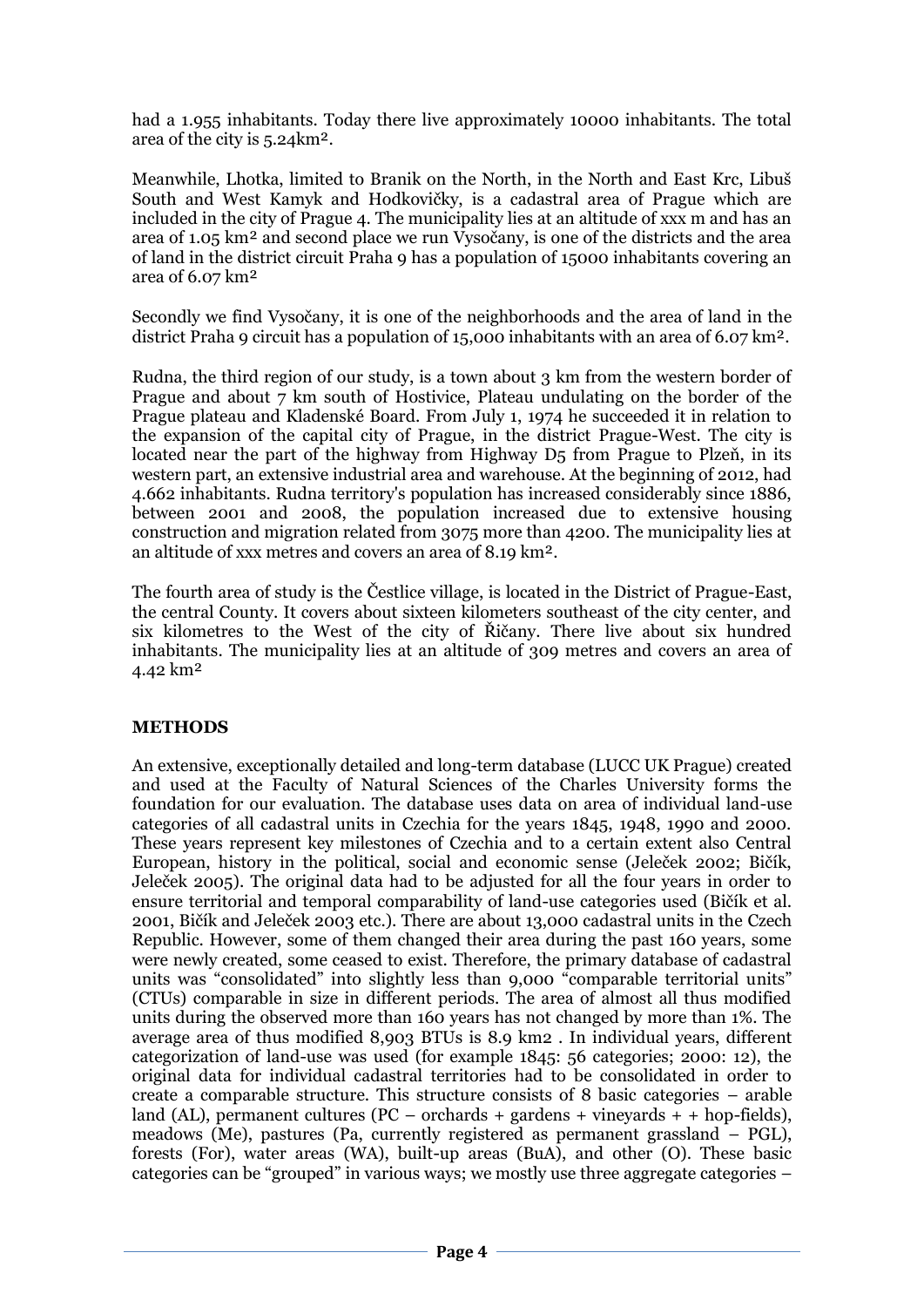had a 1.955 inhabitants. Today there live approximately 10000 inhabitants. The total area of the city is 5.24km².

Meanwhile, Lhotka, limited to Branik on the North, in the North and East Krc, Libuš South and West Kamyk and Hodkovičky, is a cadastral area of Prague which are included in the city of Prague 4. The municipality lies at an altitude of xxx m and has an area of 1.05 km² and second place we run Vysočany, is one of the districts and the area of land in the district circuit Praha 9 has a population of 15000 inhabitants covering an area of 6.07 km²

Secondly we find Vysočany, it is one of the neighborhoods and the area of land in the district Praha 9 circuit has a population of 15,000 inhabitants with an area of 6.07 km².

Rudna, the third region of our study, is a town about 3 km from the western border of Prague and about 7 km south of Hostivice, Plateau undulating on the border of the Prague plateau and Kladenské Board. From July 1, 1974 he succeeded it in relation to the expansion of the capital city of Prague, in the district Prague-West. The city is located near the part of the highway from Highway D5 from Prague to Plzeň, in its western part, an extensive industrial area and warehouse. At the beginning of 2012, had 4.662 inhabitants. Rudna territory's population has increased considerably since 1886, between 2001 and 2008, the population increased due to extensive housing construction and migration related from 3075 more than 4200. The municipality lies at an altitude of xxx metres and covers an area of 8.19 km².

The fourth area of study is the Čestlice village, is located in the District of Prague-East, the central County. It covers about sixteen kilometers southeast of the city center, and six kilometres to the West of the city of Říčany. There live about six hundred inhabitants. The municipality lies at an altitude of 309 metres and covers an area of 4.42 km²

## METHODS

An extensive, exceptionally detailed and long-term database (LUCC UK Prague) created and used at the Faculty of Natural Sciences of the Charles University forms the foundation for our evaluation. The database uses data on area of individual land-use categories of all cadastral units in Czechia for the years 1845, 1948, 1990 and 2000. These years represent key milestones of Czechia and to a certain extent also Central European, history in the political, social and economic sense (Jeleček 2002; Bičík, Jeleček 2005). The original data had to be adjusted for all the four years in order to ensure territorial and temporal comparability of land-use categories used (Bičík et al. 2001, Bičík and Jeleček 2003 etc.). There are about 13,000 cadastral units in the Czech Republic. However, some of them changed their area during the past 160 years, some were newly created, some ceased to exist. Therefore, the primary database of cadastral units was "consolidated" into slightly less than 9,000 "comparable territorial units" (CTUs) comparable in size in different periods. The area of almost all thus modified units during the observed more than 160 years has not changed by more than 1%. The average area of thus modified 8,903 BTUs is 8.9 km2 . In individual years, different categorization of land-use was used (for example 1845: 56 categories; 2000: 12), the original data for individual cadastral territories had to be consolidated in order to create a comparable structure. This structure consists of 8 basic categories – arable land (AL), permanent cultures (PC – orchards + gardens + vineyards + + hop-fields), meadows (Me), pastures (Pa, currently registered as permanent grassland – PGL), forests (For), water areas (WA), built-up areas (BuA), and other (O). These basic categories can be "grouped" in various ways; we mostly use three aggregate categories –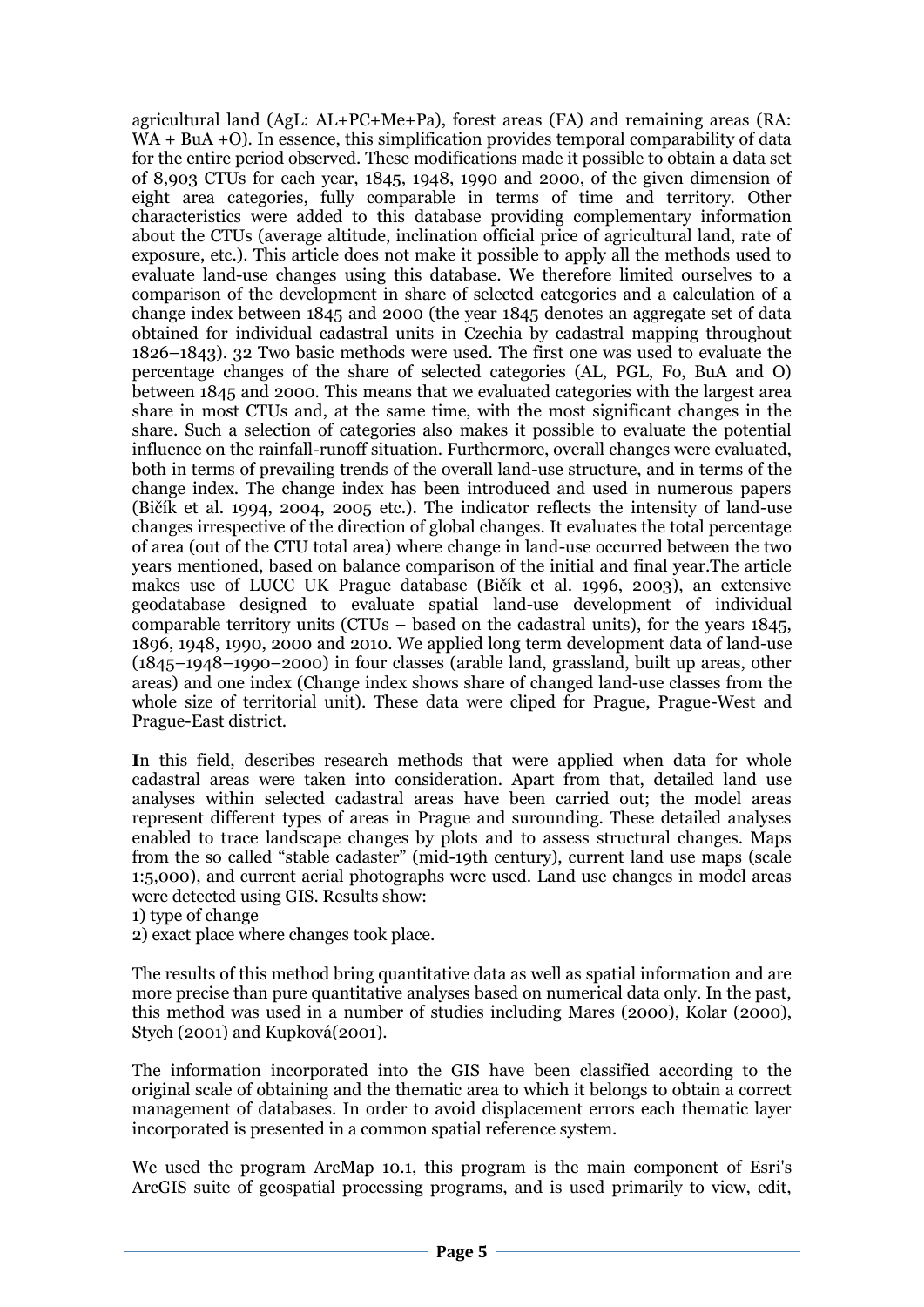agricultural land (AgL: AL+PC+Me+Pa), forest areas (FA) and remaining areas (RA: WA + BuA +O). In essence, this simplification provides temporal comparability of data for the entire period observed. These modifications made it possible to obtain a data set of 8,903 CTUs for each year, 1845, 1948, 1990 and 2000, of the given dimension of eight area categories, fully comparable in terms of time and territory. Other characteristics were added to this database providing complementary information about the CTUs (average altitude, inclination official price of agricultural land, rate of exposure, etc.). This article does not make it possible to apply all the methods used to evaluate land-use changes using this database. We therefore limited ourselves to a comparison of the development in share of selected categories and a calculation of a change index between 1845 and 2000 (the year 1845 denotes an aggregate set of data obtained for individual cadastral units in Czechia by cadastral mapping throughout 1826–1843). 32 Two basic methods were used. The first one was used to evaluate the percentage changes of the share of selected categories (AL, PGL, Fo, BuA and O) between 1845 and 2000. This means that we evaluated categories with the largest area share in most CTUs and, at the same time, with the most significant changes in the share. Such a selection of categories also makes it possible to evaluate the potential influence on the rainfall-runoff situation. Furthermore, overall changes were evaluated, both in terms of prevailing trends of the overall land-use structure, and in terms of the change index. The change index has been introduced and used in numerous papers (Bičík et al. 1994, 2004, 2005 etc.). The indicator reflects the intensity of land-use changes irrespective of the direction of global changes. It evaluates the total percentage of area (out of the CTU total area) where change in land-use occurred between the two years mentioned, based on balance comparison of the initial and final year.The article makes use of LUCC UK Prague database (Bičík et al. 1996, 2003), an extensive geodatabase designed to evaluate spatial land-use development of individual comparable territory units (CTUs – based on the cadastral units), for the years 1845, 1896, 1948, 1990, 2000 and 2010. We applied long term development data of land-use (1845–1948–1990–2000) in four classes (arable land, grassland, built up areas, other areas) and one index (Change index shows share of changed land-use classes from the whole size of territorial unit). These data were cliped for Prague, Prague-West and Prague-East district.

**I**n this field, describes research methods that were applied when data for whole cadastral areas were taken into consideration. Apart from that, detailed land use analyses within selected cadastral areas have been carried out; the model areas represent different types of areas in Prague and surounding. These detailed analyses enabled to trace landscape changes by plots and to assess structural changes. Maps from the so called "stable cadaster" (mid-19th century), current land use maps (scale 1:5,000), and current aerial photographs were used. Land use changes in model areas were detected using GIS. Results show:
1) type of change
2) exact place where changes took place.

The results of this method bring quantitative data as well as spatial information and are more precise than pure quantitative analyses based on numerical data only. In the past, this method was used in a number of studies including Mares (2000), Kolar (2000), Stych (2001) and Kupková(2001).

The information incorporated into the GIS have been classified according to the original scale of obtaining and the thematic area to which it belongs to obtain a correct management of databases. In order to avoid displacement errors each thematic layer incorporated is presented in a common spatial reference system.

We used the program ArcMap 10.1, this program is the main component of Esri's ArcGIS suite of geospatial processing programs, and is used primarily to view, edit,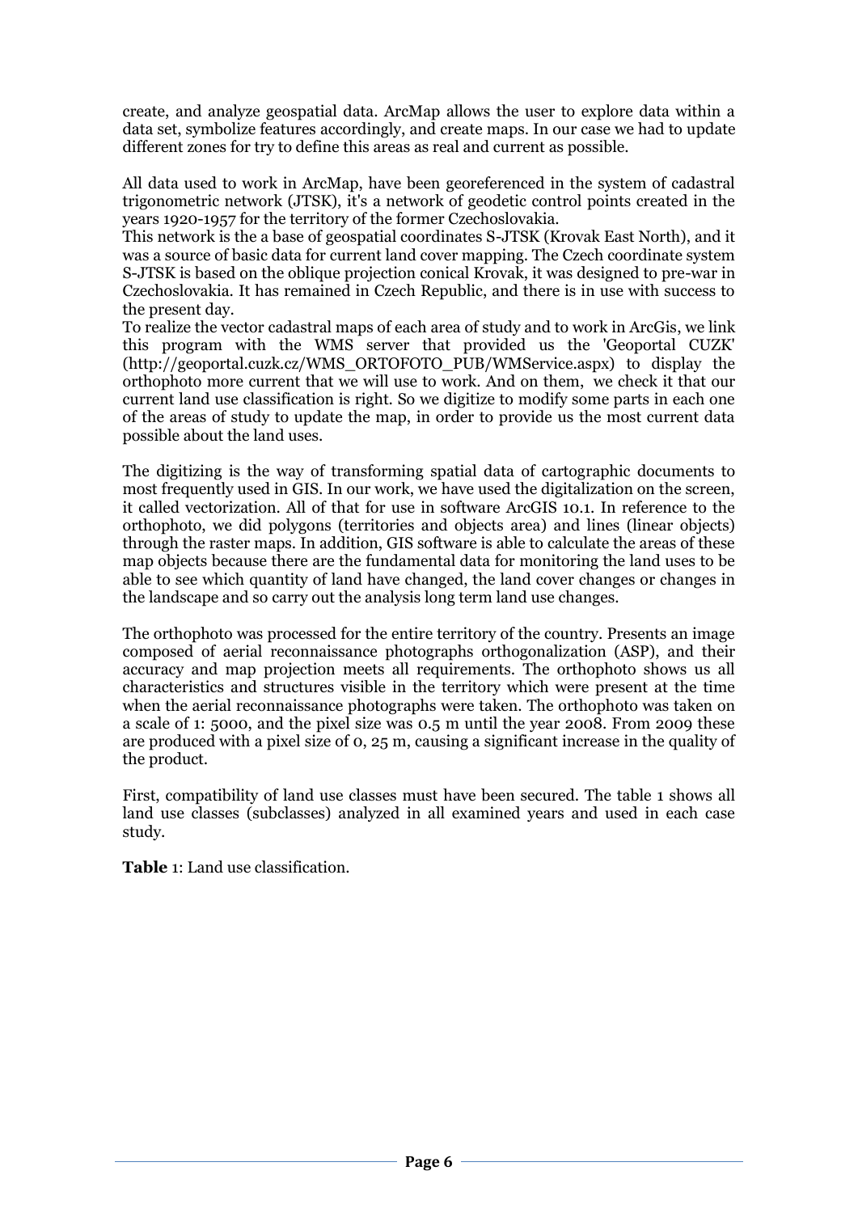create, and analyze geospatial data. ArcMap allows the user to explore data within a data set, symbolize features accordingly, and create maps. In our case we had to update different zones for try to define this areas as real and current as possible.

All data used to work in ArcMap, have been georeferenced in the system of cadastral trigonometric network (JTSK), it's a network of geodetic control points created in the years 1920-1957 for the territory of the former Czechoslovakia.
This network is the a base of geospatial coordinates S-JTSK (Krovak East North), and it was a source of basic data for current land cover mapping. The Czech coordinate system S-JTSK is based on the oblique projection conical Krovak, it was designed to pre-war in Czechoslovakia. It has remained in Czech Republic, and there is in use with success to the present day.
To realize the vector cadastral maps of each area of study and to work in ArcGis, we link this program with the WMS server that provided us the 'Geoportal CUZK' (http://geoportal.cuzk.cz/WMS_ORTOFOTO_PUB/WMService.aspx) to display the orthophoto more current that we will use to work. And on them, we check it that our current land use classification is right. So we digitize to modify some parts in each one of the areas of study to update the map, in order to provide us the most current data possible about the land uses.

The digitizing is the way of transforming spatial data of cartographic documents to most frequently used in GIS. In our work, we have used the digitalization on the screen, it called vectorization. All of that for use in software ArcGIS 10.1. In reference to the orthophoto, we did polygons (territories and objects area) and lines (linear objects) through the raster maps. In addition, GIS software is able to calculate the areas of these map objects because there are the fundamental data for monitoring the land uses to be able to see which quantity of land have changed, the land cover changes or changes in the landscape and so carry out the analysis long term land use changes.

The orthophoto was processed for the entire territory of the country. Presents an image composed of aerial reconnaissance photographs orthogonalization (ASP), and their accuracy and map projection meets all requirements. The orthophoto shows us all characteristics and structures visible in the territory which were present at the time when the aerial reconnaissance photographs were taken. The orthophoto was taken on a scale of 1: 5000, and the pixel size was 0.5 m until the year 2008. From 2009 these are produced with a pixel size of 0, 25 m, causing a significant increase in the quality of the product.

First, compatibility of land use classes must have been secured. The table 1 shows all land use classes (subclasses) analyzed in all examined years and used in each case study.

**Table** 1: Land use classification.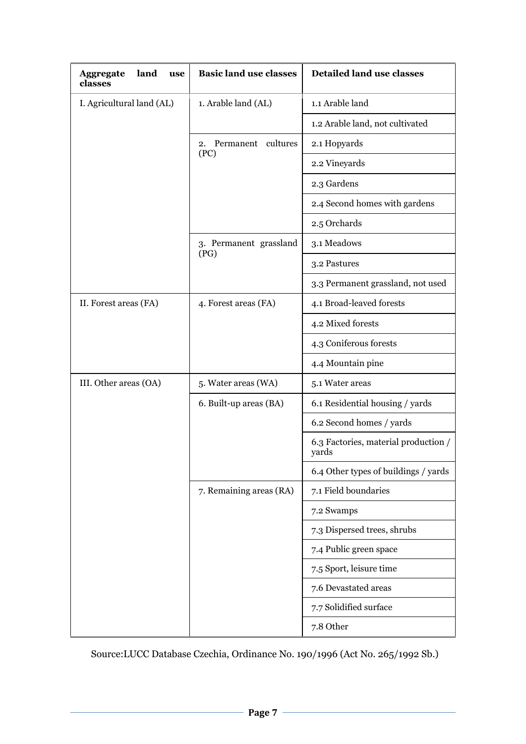| Aggregate land use classes | Basic land use classes | Detailed land use classes |
|---|---|---|
| I. Agricultural land (AL) | 1. Arable land (AL) | 1.1 Arable land |
| | | 1.2 Arable land, not cultivated |
| | 2. Permanent cultures (PC) | 2.1 Hopyards |
| | | 2.2 Vineyards |
| | | 2.3 Gardens |
| | | 2.4 Second homes with gardens |
| | | 2.5 Orchards |
| | 3. Permanent grassland (PG) | 3.1 Meadows |
| | | 3.2 Pastures |
| | | 3.3 Permanent grassland, not used |
| II. Forest areas (FA) | 4. Forest areas (FA) | 4.1 Broad-leaved forests |
| | | 4.2 Mixed forests |
| | | 4.3 Coniferous forests |
| | | 4.4 Mountain pine |
| III. Other areas (OA) | 5. Water areas (WA) | 5.1 Water areas |
| | 6. Built-up areas (BA) | 6.1 Residential housing / yards |
| | | 6.2 Second homes / yards |
| | | 6.3 Factories, material production / yards |
| | | 6.4 Other types of buildings / yards |
| | 7. Remaining areas (RA) | 7.1 Field boundaries |
| | | 7.2 Swamps |
| | | 7.3 Dispersed trees, shrubs |
| | | 7.4 Public green space |
| | | 7.5 Sport, leisure time |
| | | 7.6 Devastated areas |
| | | 7.7 Solidified surface |
| | | 7.8 Other |

Source:LUCC Database Czechia, Ordinance No. 190/1996 (Act No. 265/1992 Sb.)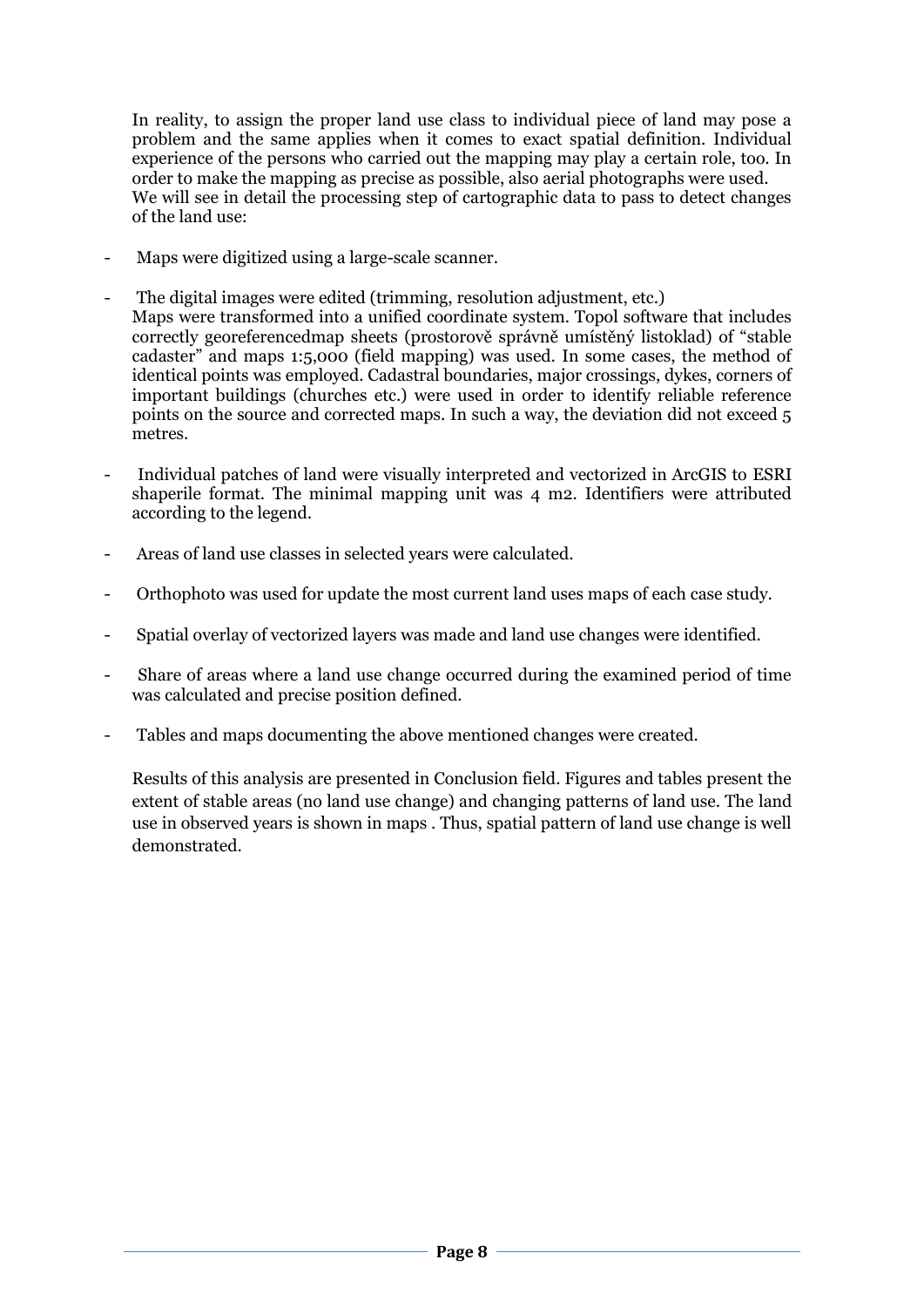In reality, to assign the proper land use class to individual piece of land may pose a problem and the same applies when it comes to exact spatial definition. Individual experience of the persons who carried out the mapping may play a certain role, too. In order to make the mapping as precise as possible, also aerial photographs were used. We will see in detail the processing step of cartographic data to pass to detect changes of the land use:

- Maps were digitized using a large-scale scanner.
- The digital images were edited (trimming, resolution adjustment, etc.)
  Maps were transformed into a unified coordinate system. Topol software that includes correctly georeferencedmap sheets (prostorově správně umístěný listoklad) of "stable cadaster" and maps 1:5,000 (field mapping) was used. In some cases, the method of identical points was employed. Cadastral boundaries, major crossings, dykes, corners of important buildings (churches etc.) were used in order to identify reliable reference points on the source and corrected maps. In such a way, the deviation did not exceed 5 metres.
- Individual patches of land were visually interpreted and vectorized in ArcGIS to ESRI shaperile format. The minimal mapping unit was 4 m2. Identifiers were attributed according to the legend.
- Areas of land use classes in selected years were calculated.
- Orthophoto was used for update the most current land uses maps of each case study.
- Spatial overlay of vectorized layers was made and land use changes were identified.
- Share of areas where a land use change occurred during the examined period of time was calculated and precise position defined.
- Tables and maps documenting the above mentioned changes were created.

Results of this analysis are presented in Conclusion field. Figures and tables present the extent of stable areas (no land use change) and changing patterns of land use. The land use in observed years is shown in maps . Thus, spatial pattern of land use change is well demonstrated.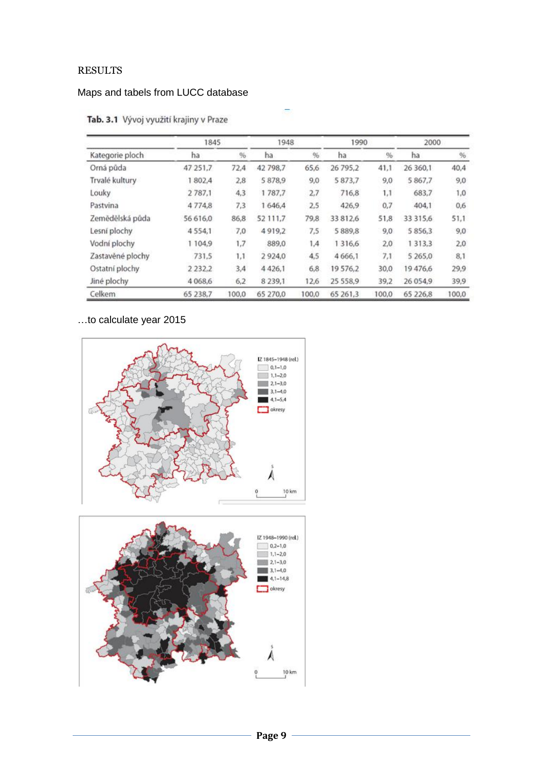RESULTS

Maps and tabels from LUCC database

**Tab. 3.1** Vývoj využití krajiny v Praze

| | 1845 | | 1948 | | 1990 | | 2000 | |
|---|---|---|---|---|---|---|---|---|
| Kategorie ploch | ha | % | ha | % | ha | % | ha | % |
| Orná půda | 47 251,7 | 72,4 | 42 798,7 | 65,6 | 26 795,2 | 41,1 | 26 360,1 | 40,4 |
| Trvalé kultury | 1 802,4 | 2,8 | 5 878,9 | 9,0 | 5 873,7 | 9,0 | 5 867,7 | 9,0 |
| Louky | 2 787,1 | 4,3 | 1 787,7 | 2,7 | 716,8 | 1,1 | 683,7 | 1,0 |
| Pastvina | 4 774,8 | 7,3 | 1 646,4 | 2,5 | 426,9 | 0,7 | 404,1 | 0,6 |
| Zemědělská půda | 56 616,0 | 86,8 | 52 111,7 | 79,8 | 33 812,6 | 51,8 | 33 315,6 | 51,1 |
| Lesní plochy | 4 554,1 | 7,0 | 4 919,2 | 7,5 | 5 889,8 | 9,0 | 5 856,3 | 9,0 |
| Vodní plochy | 1 104,9 | 1,7 | 889,0 | 1,4 | 1 316,6 | 2,0 | 1 313,3 | 2,0 |
| Zastavěné plochy | 731,5 | 1,1 | 2 924,0 | 4,5 | 4 666,1 | 7,1 | 5 265,0 | 8,1 |
| Ostatní plochy | 2 232,2 | 3,4 | 4 426,1 | 6,8 | 19 576,2 | 30,0 | 19 476,6 | 29,9 |
| Jiné plochy | 4 068,6 | 6,2 | 8 239,1 | 12,6 | 25 558,9 | 39,2 | 26 054,9 | 39,9 |
| Celkem | 65 238,7 | 100,0 | 65 270,0 | 100,0 | 65 261,3 | 100,0 | 65 226,8 | 100,0 |

…to calculate year 2015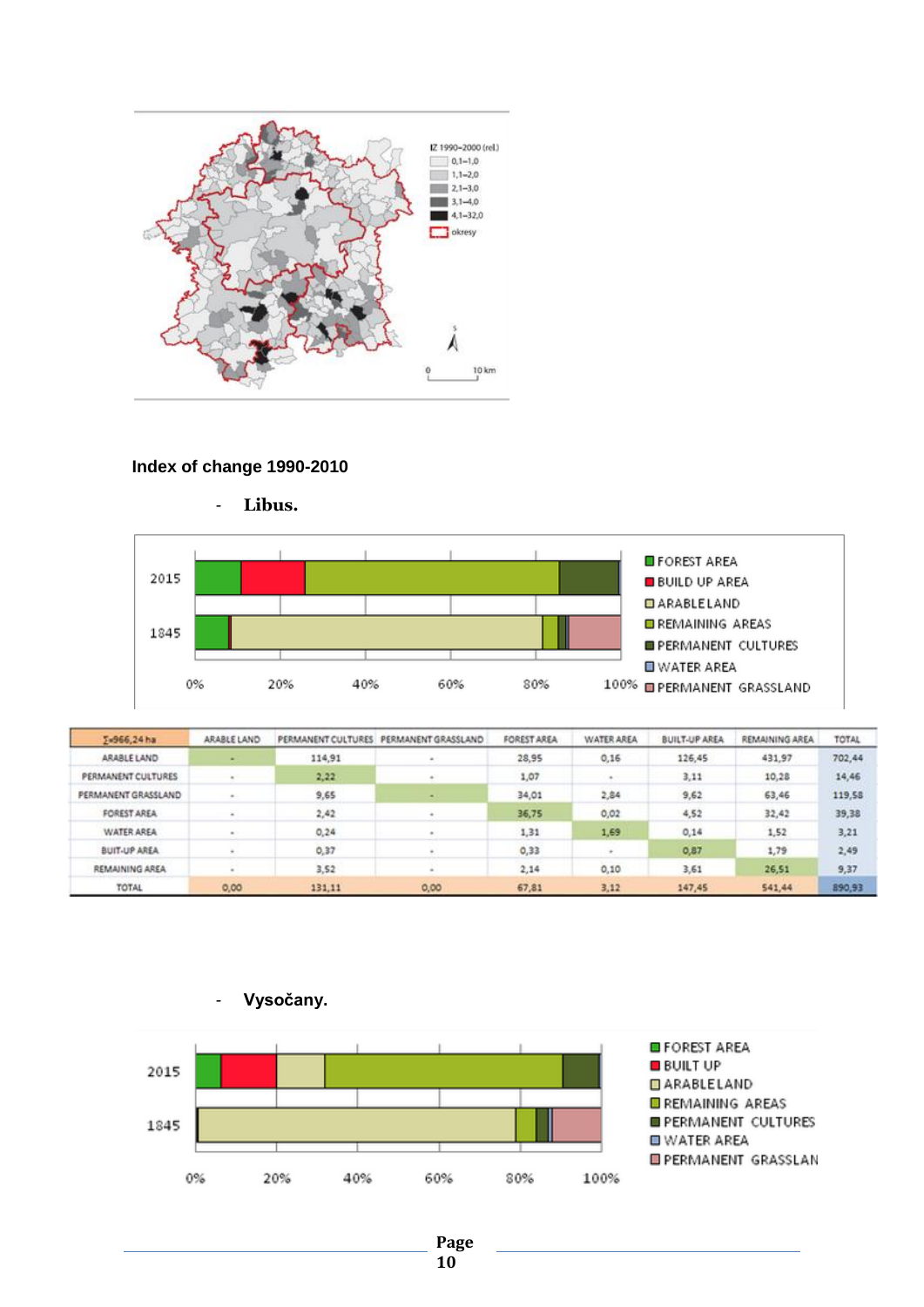## Index of change 1990-2010

- **Libus.**

| Σ=966,24 ha | ARABLE LAND | PERMANENT CULTURES | PERMANENT GRASSLAND | FOREST AREA | WATER AREA | BUILT-UP AREA | REMAINING AREA | TOTAL |
|---|---|---|---|---|---|---|---|---|
| ARABLE LAND | - | 114,91 | - | 28,95 | 0,16 | 126,45 | 431,97 | 702,44 |
| PERMANENT CULTURES | - | 2,22 | - | 1,07 | - | 3,11 | 10,28 | 14,46 |
| PERMANENT GRASSLAND | - | 9,65 | - | 34,01 | 2,84 | 9,62 | 63,46 | 119,58 |
| FOREST AREA | - | 2,42 | - | 36,75 | 0,02 | 4,52 | 32,42 | 39,38 |
| WATER AREA | - | 0,24 | - | 1,31 | 1,69 | 0,14 | 1,52 | 3,21 |
| BUIT-UP AREA | - | 0,37 | - | 0,33 | - | 0,87 | 1,79 | 2,49 |
| REMAINING AREA | - | 3,52 | - | 2,14 | 0,10 | 3,61 | 26,51 | 9,37 |
| TOTAL | 0,00 | 131,11 | 0,00 | 67,81 | 3,12 | 147,45 | 541,44 | 890,93 |

- **Vysočany.**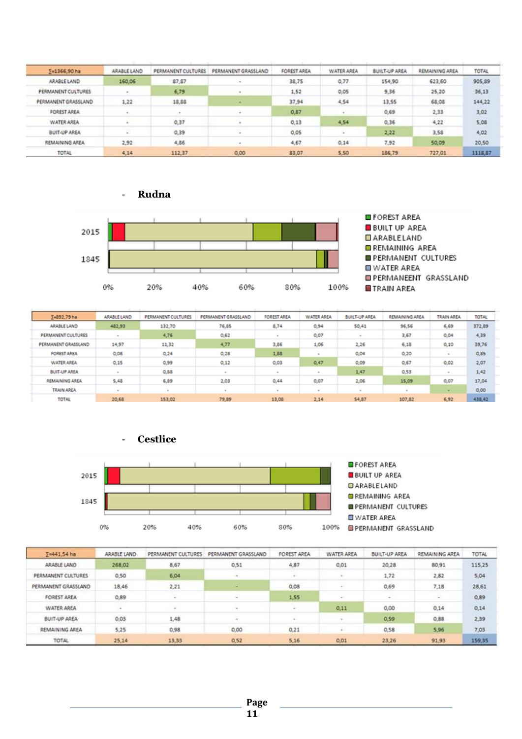| Σ=1366,90 ha | ARABLE LAND | PERMANENT CULTURES | PERMANENT GRASSLAND | FOREST AREA | WATER AREA | BUILT-UP AREA | REMAINING AREA | TOTAL |
|---|---|---|---|---|---|---|---|---|
| ARABLE LAND | 160,06 | 87,87 | - | 38,75 | 0,77 | 154,90 | 623,60 | 905,89 |
| PERMANENT CULTURES | - | 6,79 | - | 1,52 | 0,05 | 9,36 | 25,20 | 36,13 |
| PERMANENT GRASSLAND | 1,22 | 18,88 | - | 37,94 | 4,54 | 13,55 | 68,08 | 144,22 |
| FOREST AREA | - | - | - | 0,87 | - | 0,69 | 2,33 | 3,02 |
| WATER AREA | - | 0,37 | - | 0,13 | 4,54 | 0,36 | 4,22 | 5,08 |
| BUIT-UP AREA | - | 0,39 | - | 0,05 | - | 2,22 | 3,58 | 4,02 |
| REMAINING AREA | 2,92 | 4,86 | - | 4,67 | 0,14 | 7,92 | 50,09 | 20,50 |
| TOTAL | 4,14 | 112,37 | 0,00 | 83,07 | 5,50 | 186,79 | 727,01 | 1118,87 |

- **Rudna**

| Σ=892,79 ha | ARABLE LAND | PERMANENT CULTURES | PERMANENT GRASSLAND | FOREST AREA | WATER AREA | BUILT-UP AREA | REMAINING AREA | TRAIN AREA | TOTAL |
|---|---|---|---|---|---|---|---|---|---|
| ARABLE LAND | 482,93 | 132,70 | 76,85 | 8,74 | 0,94 | 50,41 | 96,56 | 6,69 | 372,89 |
| PERMANENT CULTURES | - | 4,76 | 0,62 | - | 0,07 | - | 3,67 | 0,04 | 4,39 |
| PERMANENT GRASSLAND | 14,97 | 11,32 | 4,77 | 3,86 | 1,06 | 2,26 | 6,18 | 0,10 | 39,76 |
| FOREST AREA | 0,08 | 0,24 | 0,28 | 1,88 | - | 0,04 | 0,20 | - | 0,85 |
| WATER AREA | 0,15 | 0,99 | 0,12 | 0,03 | 0,47 | 0,09 | 0,67 | 0,02 | 2,07 |
| BUIT-UP AREA | - | 0,88 | - | - | - | 1,47 | 0,53 | - | 1,42 |
| REMAINING AREA | 5,48 | 6,89 | 2,03 | 0,44 | 0,07 | 2,06 | 15,09 | 0,07 | 17,04 |
| TRAIN AREA | - | - | - | - | - | - | - | - | 0,00 |
| TOTAL | 20,68 | 153,02 | 79,89 | 13,08 | 2,14 | 54,87 | 107,82 | 6,92 | 438,42 |

- **Cestlice**

| Σ=441,54 ha | ARABLE LAND | PERMANENT CULTURES | PERMANENT GRASSLAND | FOREST AREA | WATER AREA | BUILT-UP AREA | REMAINING AREA | TOTAL |
|---|---|---|---|---|---|---|---|---|
| ARABLE LAND | 268,02 | 8,67 | 0,51 | 4,87 | 0,01 | 20,28 | 80,91 | 115,25 |
| PERMANENT CULTURES | 0,50 | 6,04 | - | - | - | 1,72 | 2,82 | 5,04 |
| PERMANENT GRASSLAND | 18,46 | 2,21 | - | 0,08 | - | 0,69 | 7,18 | 28,61 |
| FOREST AREA | 0,89 | - | - | 1,55 | - | - | - | 0,89 |
| WATER AREA | - | - | - | - | 0,11 | 0,00 | 0,14 | 0,14 |
| BUIT-UP AREA | 0,03 | 1,48 | - | - | - | 0,59 | 0,88 | 2,39 |
| REMAINING AREA | 5,25 | 0,98 | 0,00 | 0,21 | - | 0,58 | 5,96 | 7,03 |
| TOTAL | 25,14 | 13,33 | 0,52 | 5,16 | 0,01 | 23,26 | 91,93 | 159,35 |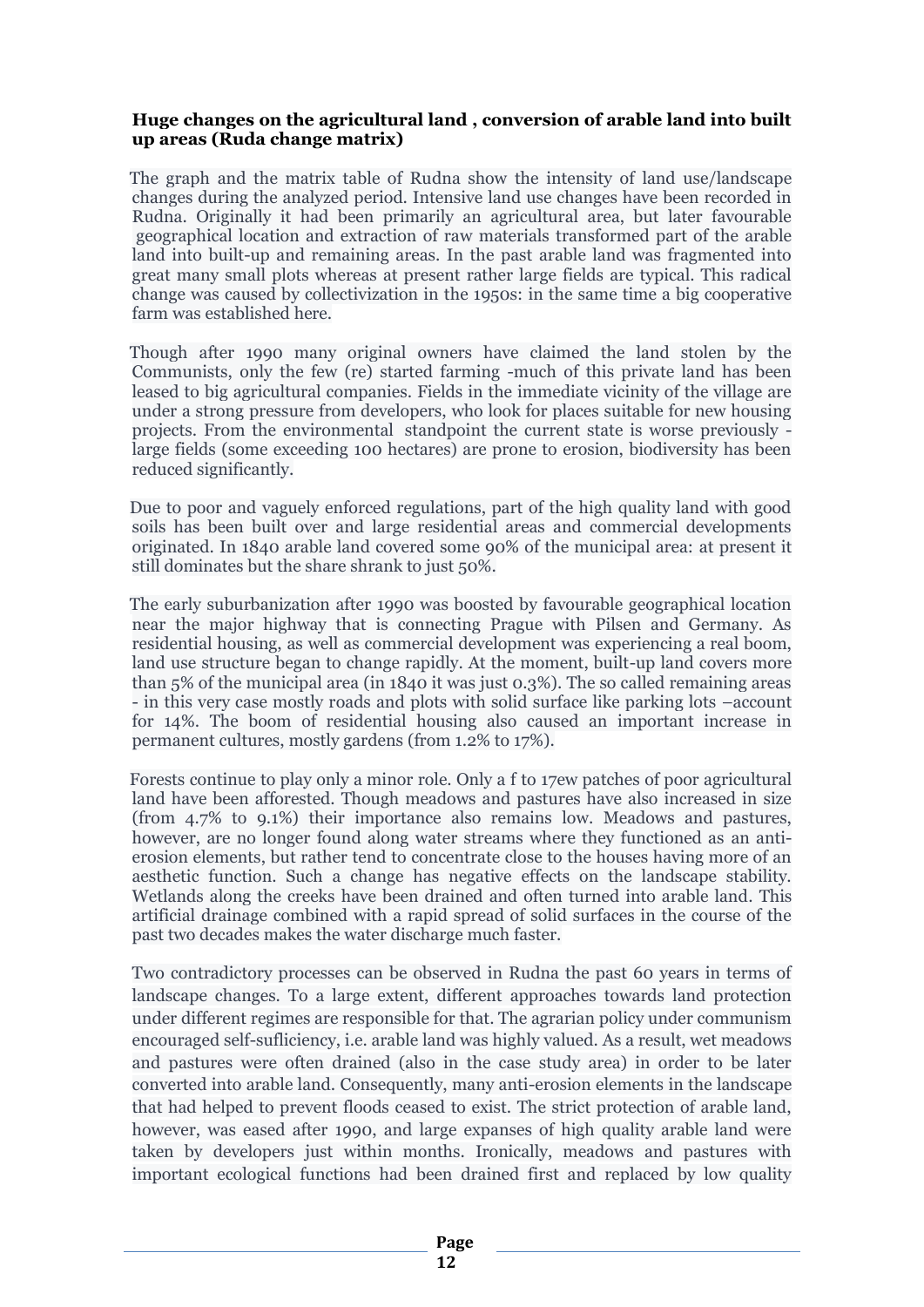**Huge changes on the agricultural land , conversion of arable land into built up areas (Ruda change matrix)**

The graph and the matrix table of Rudna show the intensity of land use/landscape changes during the analyzed period. Intensive land use changes have been recorded in Rudna. Originally it had been primarily an agricultural area, but later favourable geographical location and extraction of raw materials transformed part of the arable land into built-up and remaining areas. In the past arable land was fragmented into great many small plots whereas at present rather large fields are typical. This radical change was caused by collectivization in the 1950s: in the same time a big cooperative farm was established here.

Though after 1990 many original owners have claimed the land stolen by the Communists, only the few (re) started farming -much of this private land has been leased to big agricultural companies. Fields in the immediate vicinity of the village are under a strong pressure from developers, who look for places suitable for new housing projects. From the environmental standpoint the current state is worse previously - large fields (some exceeding 100 hectares) are prone to erosion, biodiversity has been reduced significantly.

Due to poor and vaguely enforced regulations, part of the high quality land with good soils has been built over and large residential areas and commercial developments originated. In 1840 arable land covered some 90% of the municipal area: at present it still dominates but the share shrank to just 50%.

The early suburbanization after 1990 was boosted by favourable geographical location near the major highway that is connecting Prague with Pilsen and Germany. As residential housing, as well as commercial development was experiencing a real boom, land use structure began to change rapidly. At the moment, built-up land covers more than 5% of the municipal area (in 1840 it was just 0.3%). The so called remaining areas - in this very case mostly roads and plots with solid surface like parking lots –account for 14%. The boom of residential housing also caused an important increase in permanent cultures, mostly gardens (from 1.2% to 17%).

Forests continue to play only a minor role. Only a f to 17ew patches of poor agricultural land have been afforested. Though meadows and pastures have also increased in size (from 4.7% to 9.1%) their importance also remains low. Meadows and pastures, however, are no longer found along water streams where they functioned as an anti-erosion elements, but rather tend to concentrate close to the houses having more of an aesthetic function. Such a change has negative effects on the landscape stability. Wetlands along the creeks have been drained and often turned into arable land. This artificial drainage combined with a rapid spread of solid surfaces in the course of the past two decades makes the water discharge much faster.

Two contradictory processes can be observed in Rudna the past 60 years in terms of landscape changes. To a large extent, different approaches towards land protection under different regimes are responsible for that. The agrarian policy under communism encouraged self-sufiiciency, i.e. arable land was highly valued. As a result, wet meadows and pastures were often drained (also in the case study area) in order to be later converted into arable land. Consequently, many anti-erosion elements in the landscape that had helped to prevent floods ceased to exist. The strict protection of arable land, however, was eased after 1990, and large expanses of high quality arable land were taken by developers just within months. Ironically, meadows and pastures with important ecological functions had been drained first and replaced by low quality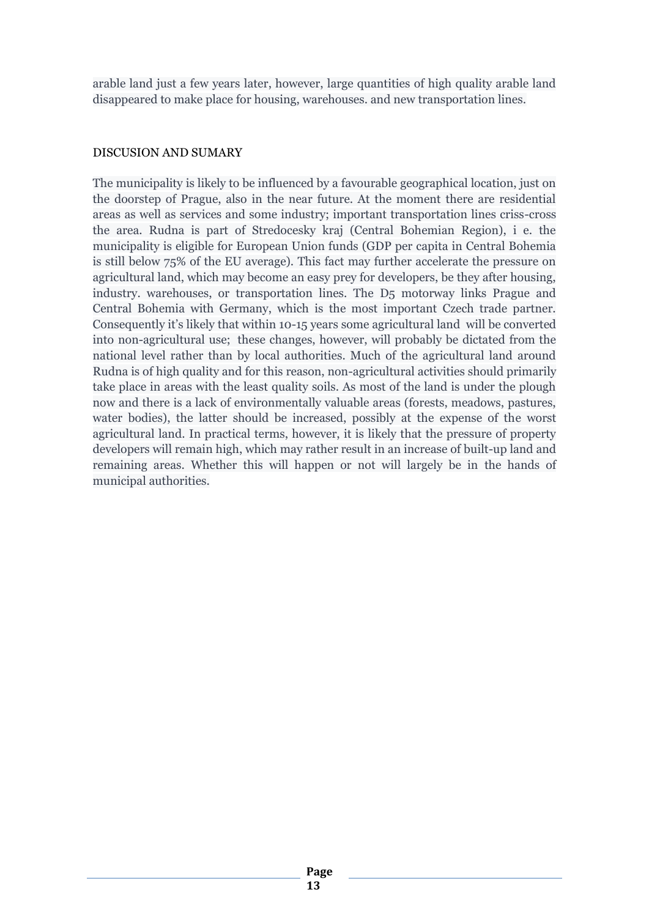arable land just a few years later, however, large quantities of high quality arable land disappeared to make place for housing, warehouses. and new transportation lines.

## DISCUSION AND SUMARY

The municipality is likely to be influenced by a favourable geographical location, just on the doorstep of Prague, also in the near future. At the moment there are residential areas as well as services and some industry; important transportation lines criss-cross the area. Rudna is part of Stredocesky kraj (Central Bohemian Region), i e. the municipality is eligible for European Union funds (GDP per capita in Central Bohemia is still below 75% of the EU average). This fact may further accelerate the pressure on agricultural land, which may become an easy prey for developers, be they after housing, industry. warehouses, or transportation lines. The D5 motorway links Prague and Central Bohemia with Germany, which is the most important Czech trade partner. Consequently it's likely that within 10-15 years some agricultural land will be converted into non-agricultural use; these changes, however, will probably be dictated from the national level rather than by local authorities. Much of the agricultural land around Rudna is of high quality and for this reason, non-agricultural activities should primarily take place in areas with the least quality soils. As most of the land is under the plough now and there is a lack of environmentally valuable areas (forests, meadows, pastures, water bodies), the latter should be increased, possibly at the expense of the worst agricultural land. In practical terms, however, it is likely that the pressure of property developers will remain high, which may rather result in an increase of built-up land and remaining areas. Whether this will happen or not will largely be in the hands of municipal authorities.